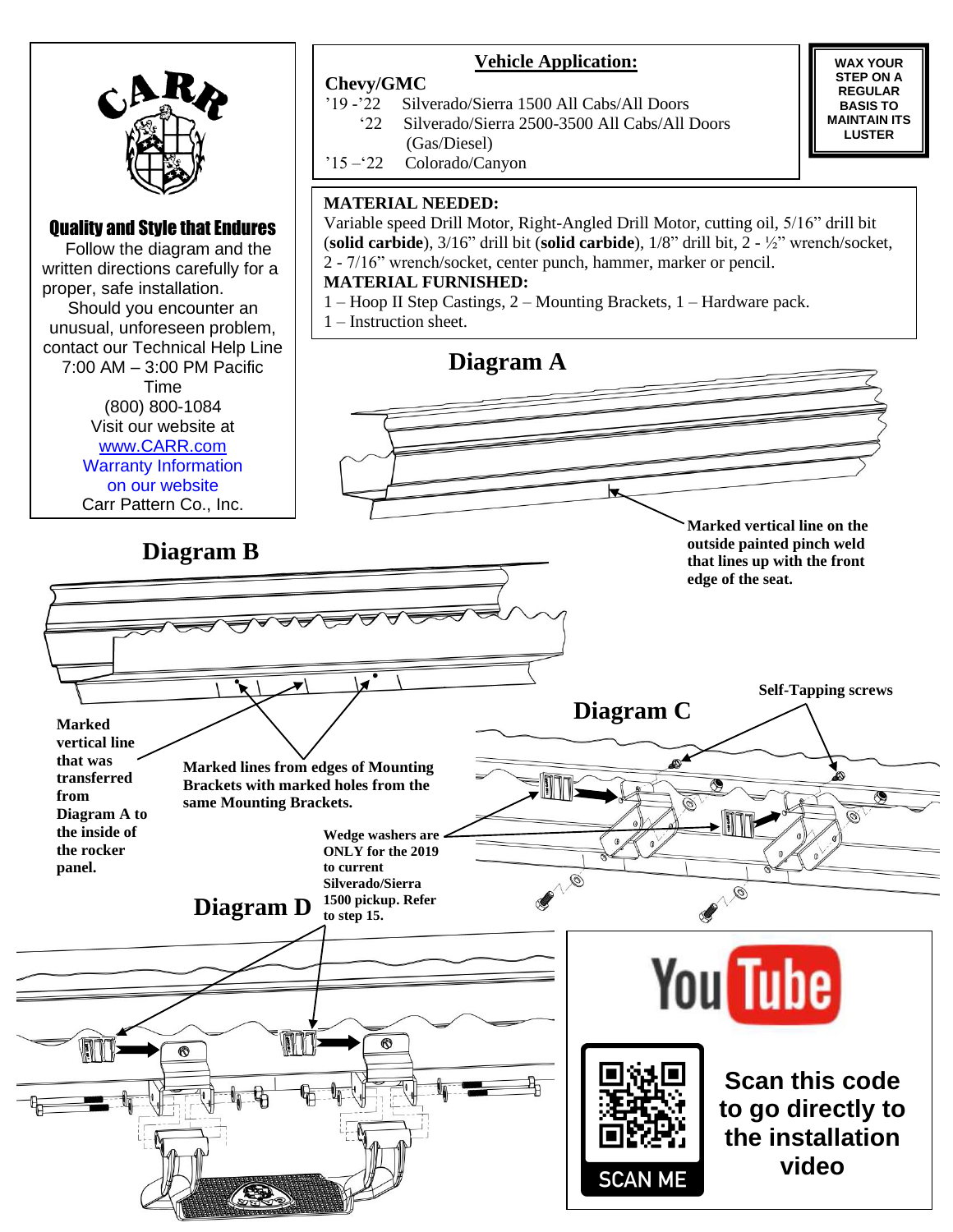CARR

**Quality and Style that Endures**

Follow the diagram and the written directions carefully for a proper, safe installation.

Should you encounter an unusual, unforeseen problem, contact our Technical Help Line 7:00 AM – 3:00 PM Pacific Time (800) 800-1084

Visit our website at [www.CARR.com](http://www.CARR.com)

Warranty Information on our website

Carr Pattern Co., Inc.

## Vehicle Application:

**Chevy/GMC**

’19 -’22 Silverado/Sierra 1500 All Cabs/All Doors

‘22 Silverado/Sierra 2500-3500 All Cabs/All Doors (Gas/Diesel)

’15 –‘22 Colorado/Canyon

**WAX YOUR STEP ON A REGULAR BASIS TO MAINTAIN ITS LUSTER**

**MATERIAL NEEDED:**
Variable speed Drill Motor, Right-Angled Drill Motor, cutting oil, 5/16” drill bit (**solid carbide**), 3/16” drill bit (**solid carbide**), 1/8” drill bit, 2 - ½” wrench/socket, 2 - 7/16” wrench/socket, center punch, hammer, marker or pencil.

**MATERIAL FURNISHED:**
1 – Hoop II Step Castings, 2 – Mounting Brackets, 1 – Hardware pack.
1 – Instruction sheet.

## Diagram A

**Marked vertical line on the outside painted pinch weld that lines up with the front edge of the seat.**

## Diagram B

**Marked vertical line that was transferred from Diagram A to the inside of the rocker panel.**

**Marked lines from edges of Mounting Brackets with marked holes from the same Mounting Brackets.**

## Diagram C

**Self-Tapping screws**

**Wedge washers are ONLY for the 2019 to current Silverado/Sierra 1500 pickup. Refer to step 15.**

## Diagram D

**Scan this code to go directly to the installation video**

SCAN ME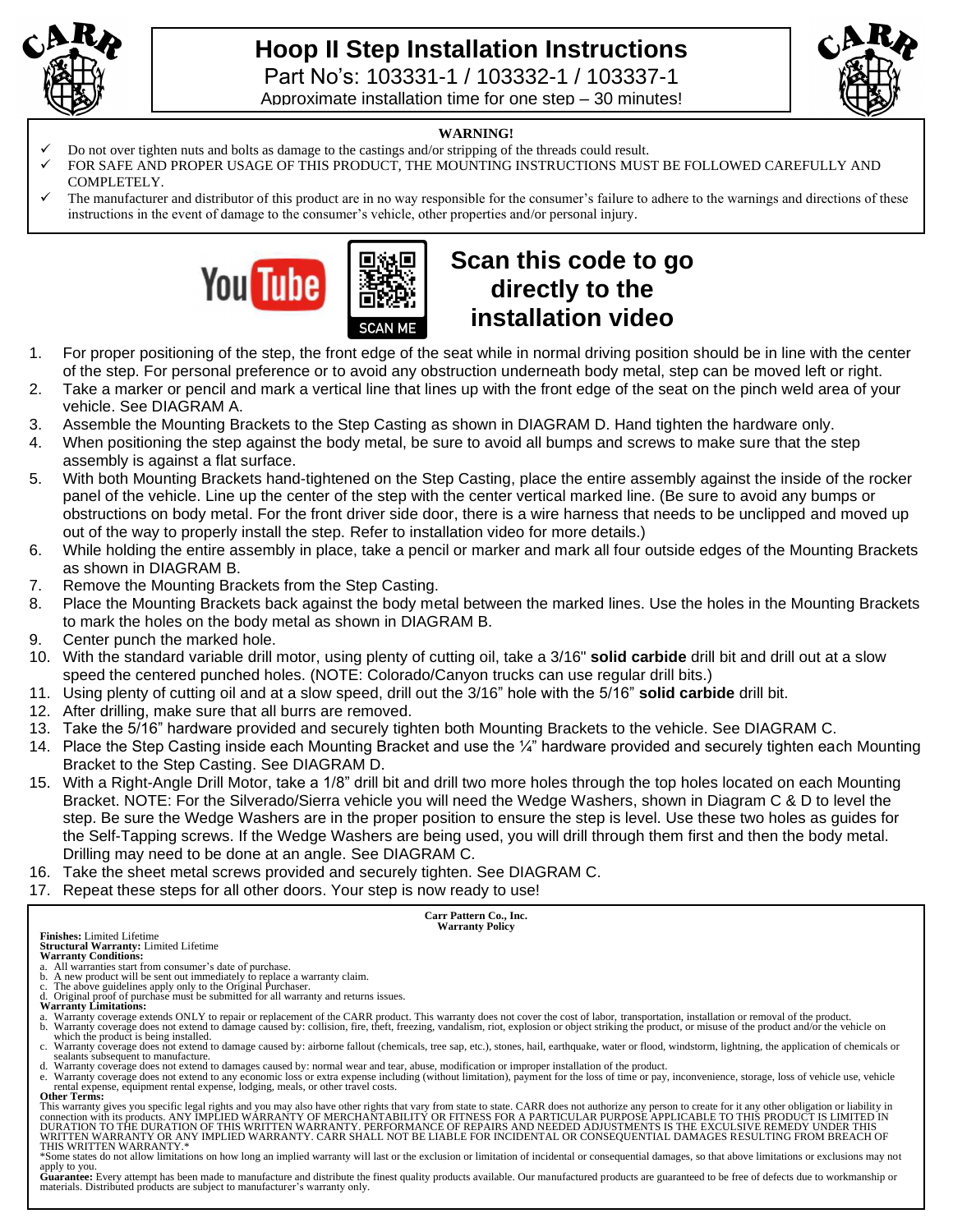# Hoop II Step Installation Instructions

Part No's: 103331-1 / 103332-1 / 103337-1

Approximate installation time for one step – 30 minutes!

**WARNING!**

- ✓ Do not over tighten nuts and bolts as damage to the castings and/or stripping of the threads could result.
- ✓ FOR SAFE AND PROPER USAGE OF THIS PRODUCT, THE MOUNTING INSTRUCTIONS MUST BE FOLLOWED CAREFULLY AND COMPLETELY.
- ✓ The manufacturer and distributor of this product are in no way responsible for the consumer's failure to adhere to the warnings and directions of these instructions in the event of damage to the consumer's vehicle, other properties and/or personal injury.

SCAN ME

**Scan this code to go directly to the installation video**

1. For proper positioning of the step, the front edge of the seat while in normal driving position should be in line with the center of the step. For personal preference or to avoid any obstruction underneath body metal, step can be moved left or right.
2. Take a marker or pencil and mark a vertical line that lines up with the front edge of the seat on the pinch weld area of your vehicle. See DIAGRAM A.
3. Assemble the Mounting Brackets to the Step Casting as shown in DIAGRAM D. Hand tighten the hardware only.
4. When positioning the step against the body metal, be sure to avoid all bumps and screws to make sure that the step assembly is against a flat surface.
5. With both Mounting Brackets hand-tightened on the Step Casting, place the entire assembly against the inside of the rocker panel of the vehicle. Line up the center of the step with the center vertical marked line. (Be sure to avoid any bumps or obstructions on body metal. For the front driver side door, there is a wire harness that needs to be unclipped and moved up out of the way to properly install the step. Refer to installation video for more details.)
6. While holding the entire assembly in place, take a pencil or marker and mark all four outside edges of the Mounting Brackets as shown in DIAGRAM B.
7. Remove the Mounting Brackets from the Step Casting.
8. Place the Mounting Brackets back against the body metal between the marked lines. Use the holes in the Mounting Brackets to mark the holes on the body metal as shown in DIAGRAM B.
9. Center punch the marked hole.
10. With the standard variable drill motor, using plenty of cutting oil, take a 3/16" **solid carbide** drill bit and drill out at a slow speed the centered punched holes. (NOTE: Colorado/Canyon trucks can use regular drill bits.)
11. Using plenty of cutting oil and at a slow speed, drill out the 3/16" hole with the 5/16" **solid carbide** drill bit.
12. After drilling, make sure that all burrs are removed.
13. Take the 5/16" hardware provided and securely tighten both Mounting Brackets to the vehicle. See DIAGRAM C.
14. Place the Step Casting inside each Mounting Bracket and use the ¼" hardware provided and securely tighten each Mounting Bracket to the Step Casting. See DIAGRAM D.
15. With a Right-Angle Drill Motor, take a 1/8" drill bit and drill two more holes through the top holes located on each Mounting Bracket. NOTE: For the Silverado/Sierra vehicle you will need the Wedge Washers, shown in Diagram C & D to level the step. Be sure the Wedge Washers are in the proper position to ensure the step is level. Use these two holes as guides for the Self-Tapping screws. If the Wedge Washers are being used, you will drill through them first and then the body metal. Drilling may need to be done at an angle. See DIAGRAM C.
16. Take the sheet metal screws provided and securely tighten. See DIAGRAM C.
17. Repeat these steps for all other doors. Your step is now ready to use!

**Carr Pattern Co., Inc.**
**Warranty Policy**

**Finishes:** Limited Lifetime
**Structural Warranty:** Limited Lifetime
**Warranty Conditions:**

a. All warranties start from consumer's date of purchase.
b. A new product will be sent out immediately to replace a warranty claim.
c. The above guidelines apply only to the Original Purchaser.
d. Original proof of purchase must be submitted for all warranty and returns issues.

**Warranty Limitations:**

a. Warranty coverage extends ONLY to repair or replacement of the CARR product. This warranty does not cover the cost of labor, transportation, installation or removal of the product.
b. Warranty coverage does not extend to damage caused by: collision, fire, theft, freezing, vandalism, riot, explosion or object striking the product, or misuse of the product and/or the vehicle on which the product is being installed.
c. Warranty coverage does not extend to damage caused by: airborne fallout (chemicals, tree sap, etc.), stones, hail, earthquake, water or flood, windstorm, lightning, the application of chemicals or sealants subsequent to manufacture.
d. Warranty coverage does not extend to damages caused by: normal wear and tear, abuse, modification or improper installation of the product.
e. Warranty coverage does not extend to any economic loss or extra expense including (without limitation), payment for the loss of time or pay, inconvenience, storage, loss of vehicle use, vehicle rental expense, equipment rental expense, lodging, meals, or other travel costs.

**Other Terms:**
This warranty gives you specific legal rights and you may also have other rights that vary from state to state. CARR does not authorize any person to create for it any other obligation or liability in connection with its products. ANY IMPLIED WARRANTY OF MERCHANTABILITY OR FITNESS FOR A PARTICULAR PURPOSE APPLICABLE TO THIS PRODUCT IS LIMITED IN DURATION TO THE DURATION OF THIS WRITTEN WARRANTY. PERFORMANCE OF REPAIRS AND NEEDED ADJUSTMENTS IS THE EXCULSIVE REMEDY UNDER THIS WRITTEN WARRANTY OR ANY IMPLIED WARRANTY. CARR SHALL NOT BE LIABLE FOR INCIDENTAL OR CONSEQUENTIAL DAMAGES RESULTING FROM BREACH OF THIS WRITTEN WARRANTY.*

*Some states do not allow limitations on how long an implied warranty will last or the exclusion or limitation of incidental or consequential damages, so that above limitations or exclusions may not apply to you.

**Guarantee:** Every attempt has been made to manufacture and distribute the finest quality products available. Our manufactured products are guaranteed to be free of defects due to workmanship or materials. Distributed products are subject to manufacturer's warranty only.